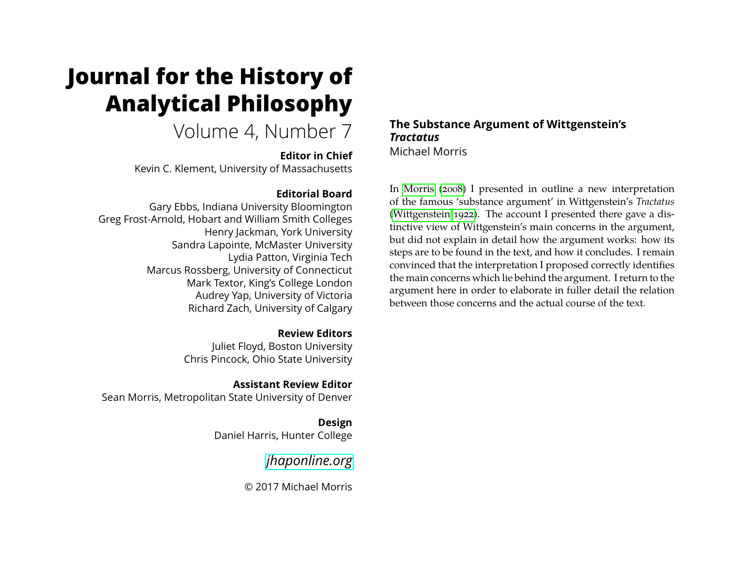# Journal for the History of Analytical Philosophy

Volume 4, Number 7

**Editor in Chief**

Kevin C. Klement, University of Massachusetts

**Editorial Board**

Gary Ebbs, Indiana University Bloomington
Greg Frost-Arnold, Hobart and William Smith Colleges
Henry Jackman, York University
Sandra Lapointe, McMaster University
Lydia Patton, Virginia Tech
Marcus Rossberg, University of Connecticut
Mark Textor, King's College London
Audrey Yap, University of Victoria
Richard Zach, University of Calgary

**Review Editors**

Juliet Floyd, Boston University
Chris Pincock, Ohio State University

**Assistant Review Editor**

Sean Morris, Metropolitan State University of Denver

**Design**

Daniel Harris, Hunter College

*jhaponline.org*

© 2017 Michael Morris

## The Substance Argument of Wittgenstein's *Tractatus*

Michael Morris

In Morris (2008) I presented in outline a new interpretation of the famous 'substance argument' in Wittgenstein's *Tractatus* (Wittgenstein 1922). The account I presented there gave a distinctive view of Wittgenstein's main concerns in the argument, but did not explain in detail how the argument works: how its steps are to be found in the text, and how it concludes. I remain convinced that the interpretation I proposed correctly identifies the main concerns which lie behind the argument. I return to the argument here in order to elaborate in fuller detail the relation between those concerns and the actual course of the text.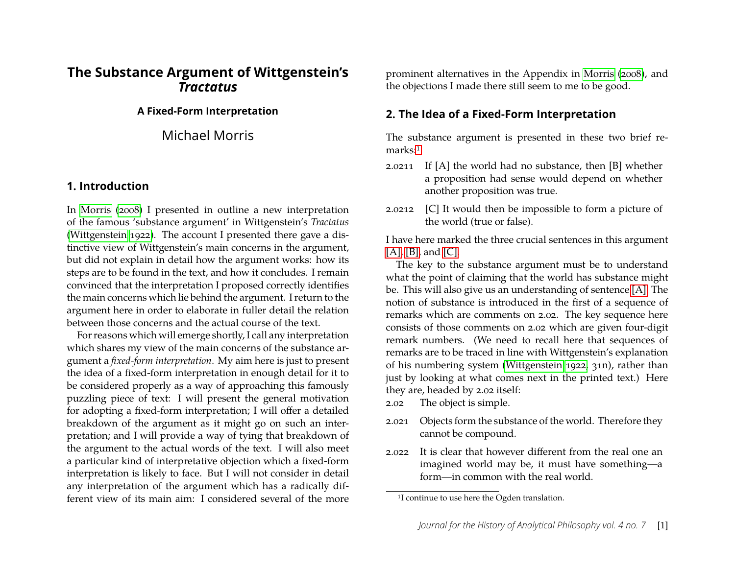# The Substance Argument of Wittgenstein's *Tractatus*

### A Fixed-Form Interpretation

Michael Morris

## 1. Introduction

In Morris (2008) I presented in outline a new interpretation of the famous 'substance argument' in Wittgenstein's *Tractatus* (Wittgenstein 1922). The account I presented there gave a distinctive view of Wittgenstein's main concerns in the argument, but did not explain in detail how the argument works: how its steps are to be found in the text, and how it concludes. I remain convinced that the interpretation I proposed correctly identifies the main concerns which lie behind the argument. I return to the argument here in order to elaborate in fuller detail the relation between those concerns and the actual course of the text.

For reasons which will emerge shortly, I call any interpretation which shares my view of the main concerns of the substance argument a *fixed-form interpretation*. My aim here is just to present the idea of a fixed-form interpretation in enough detail for it to be considered properly as a way of approaching this famously puzzling piece of text: I will present the general motivation for adopting a fixed-form interpretation; I will offer a detailed breakdown of the argument as it might go on such an interpretation; and I will provide a way of tying that breakdown of the argument to the actual words of the text. I will also meet a particular kind of interpretative objection which a fixed-form interpretation is likely to face. But I will not consider in detail any interpretation of the argument which has a radically different view of its main aim: I considered several of the more prominent alternatives in the Appendix in Morris (2008), and the objections I made there still seem to me to be good.

## 2. The Idea of a Fixed-Form Interpretation

The substance argument is presented in these two brief remarks:[1]

2.0211 If [A] the world had no substance, then [B] whether a proposition had sense would depend on whether another proposition was true.

2.0212 [C] It would then be impossible to form a picture of the world (true or false).

I have here marked the three crucial sentences in this argument [A], [B], and [C].

The key to the substance argument must be to understand what the point of claiming that the world has substance might be. This will also give us an understanding of sentence [A]. The notion of substance is introduced in the first of a sequence of remarks which are comments on 2.02. The key sequence here consists of those comments on 2.02 which are given four-digit remark numbers. (We need to recall here that sequences of remarks are to be traced in line with Wittgenstein's explanation of his numbering system (Wittgenstein 1922, 31n), rather than just by looking at what comes next in the printed text.) Here they are, headed by 2.02 itself:

2.02 The object is simple.

2.021 Objects form the substance of the world. Therefore they cannot be compound.

2.022 It is clear that however different from the real one an imagined world may be, it must have something—a form—in common with the real world.

[1] I continue to use here the Ogden translation.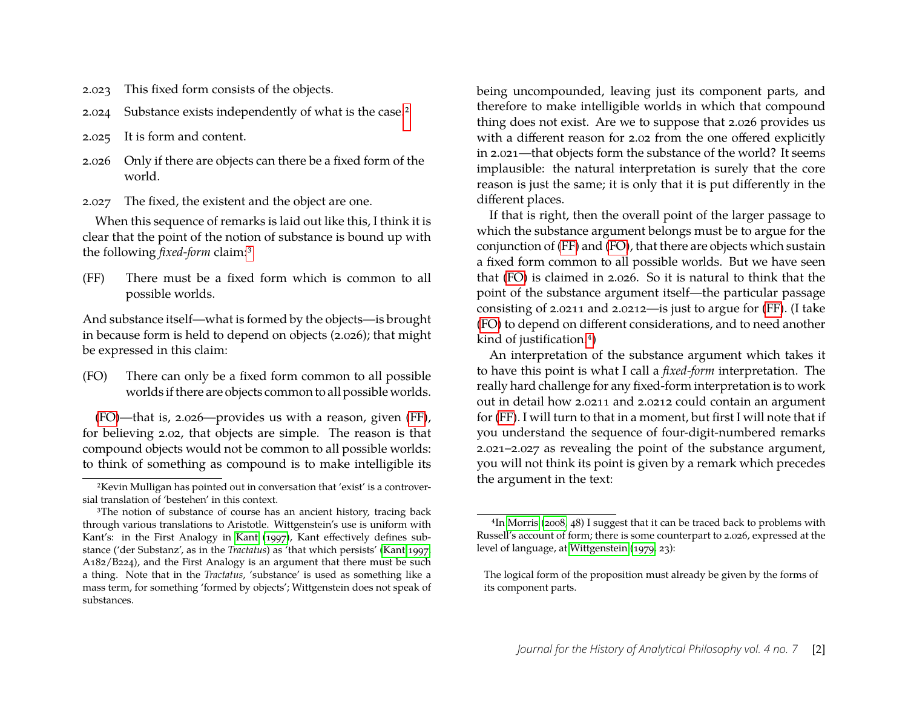2.023 This fixed form consists of the objects.

2.024 Substance exists independently of what is the case.[2]

2.025 It is form and content.

2.026 Only if there are objects can there be a fixed form of the world.

2.027 The fixed, the existent and the object are one.

When this sequence of remarks is laid out like this, I think it is clear that the point of the notion of substance is bound up with the following *fixed-form* claim:[3]

(FF) There must be a fixed form which is common to all possible worlds.

And substance itself—what is formed by the objects—is brought in because form is held to depend on objects (2.026); that might be expressed in this claim:

(FO) There can only be a fixed form common to all possible worlds if there are objects common to all possible worlds.

(FO)—that is, 2.026—provides us with a reason, given (FF), for believing 2.02, that objects are simple. The reason is that compound objects would not be common to all possible worlds: to think of something as compound is to make intelligible its being uncompounded, leaving just its component parts, and therefore to make intelligible worlds in which that compound thing does not exist. Are we to suppose that 2.026 provides us with a different reason for 2.02 from the one offered explicitly in 2.021—that objects form the substance of the world? It seems implausible: the natural interpretation is surely that the core reason is just the same; it is only that it is put differently in the different places.

If that is right, then the overall point of the larger passage to which the substance argument belongs must be to argue for the conjunction of (FF) and (FO), that there are objects which sustain a fixed form common to all possible worlds. But we have seen that (FO) is claimed in 2.026. So it is natural to think that the point of the substance argument itself—the particular passage consisting of 2.0211 and 2.0212—is just to argue for (FF). (I take (FO) to depend on different considerations, and to need another kind of justification.[4])

An interpretation of the substance argument which takes it to have this point is what I call a *fixed-form* interpretation. The really hard challenge for any fixed-form interpretation is to work out in detail how 2.0211 and 2.0212 could contain an argument for (FF). I will turn to that in a moment, but first I will note that if you understand the sequence of four-digit-numbered remarks 2.021–2.027 as revealing the point of the substance argument, you will not think its point is given by a remark which precedes the argument in the text:

---

[2] Kevin Mulligan has pointed out in conversation that 'exist' is a controversial translation of 'bestehen' in this context.

[3] The notion of substance of course has an ancient history, tracing back through various translations to Aristotle. Wittgenstein's use is uniform with Kant's: in the First Analogy in Kant (1997), Kant effectively defines substance ('der Substanz', as in the *Tractatus*) as 'that which persists' (Kant 1997, A182/B224), and the First Analogy is an argument that there must be such a thing. Note that in the *Tractatus*, 'substance' is used as something like a mass term, for something 'formed by objects'; Wittgenstein does not speak of substances.

[4] In Morris (2008, 48) I suggest that it can be traced back to problems with Russell's account of form; there is some counterpart to 2.026, expressed at the level of language, at Wittgenstein (1979, 23):

> The logical form of the proposition must already be given by the forms of its component parts.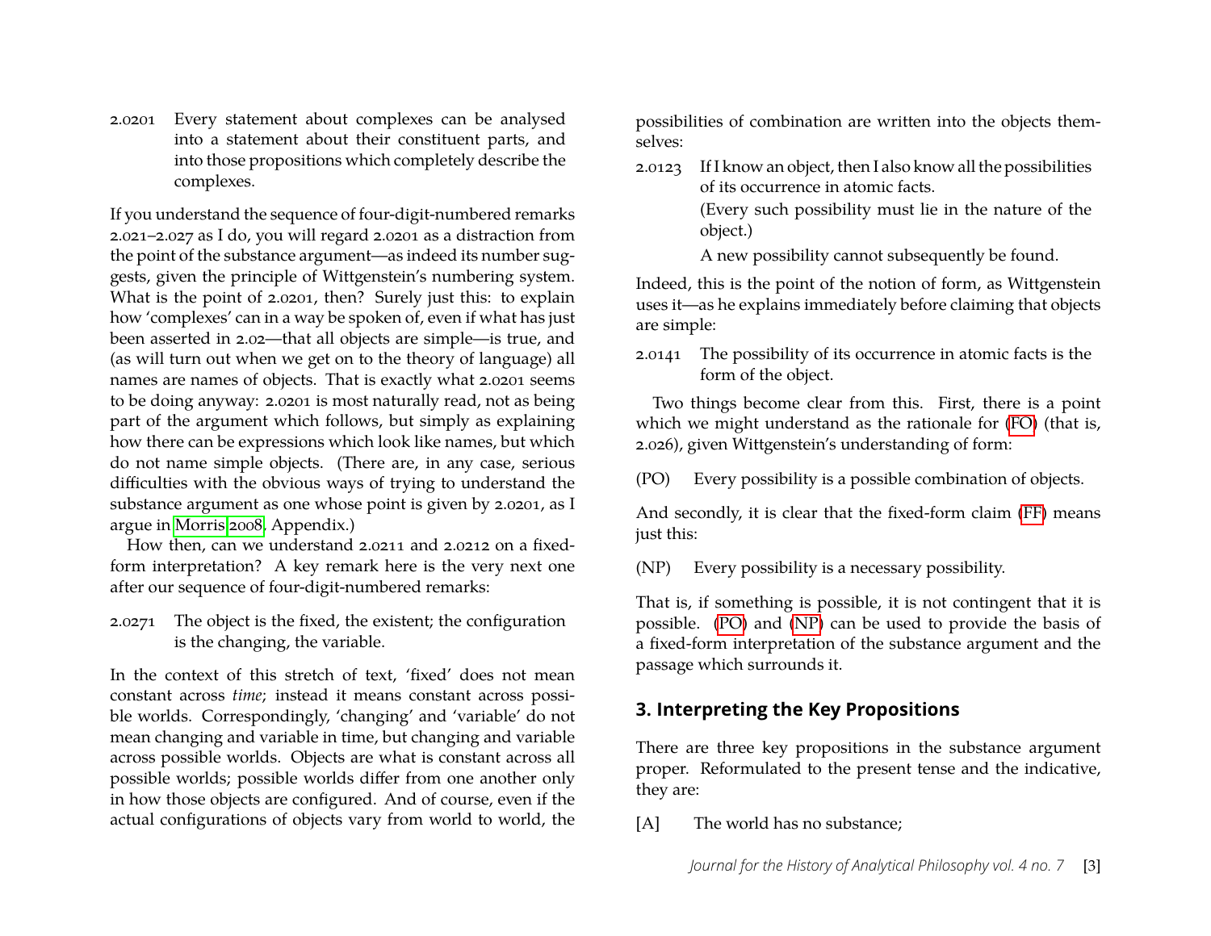2.0201 Every statement about complexes can be analysed into a statement about their constituent parts, and into those propositions which completely describe the complexes.

If you understand the sequence of four-digit-numbered remarks 2.021–2.027 as I do, you will regard 2.0201 as a distraction from the point of the substance argument—as indeed its number suggests, given the principle of Wittgenstein's numbering system. What is the point of 2.0201, then? Surely just this: to explain how 'complexes' can in a way be spoken of, even if what has just been asserted in 2.02—that all objects are simple—is true, and (as will turn out when we get on to the theory of language) all names are names of objects. That is exactly what 2.0201 seems to be doing anyway: 2.0201 is most naturally read, not as being part of the argument which follows, but simply as explaining how there can be expressions which look like names, but which do not name simple objects. (There are, in any case, serious difficulties with the obvious ways of trying to understand the substance argument as one whose point is given by 2.0201, as I argue in Morris 2008, Appendix.)

How then, can we understand 2.0211 and 2.0212 on a fixed-form interpretation? A key remark here is the very next one after our sequence of four-digit-numbered remarks:

2.0271 The object is the fixed, the existent; the configuration is the changing, the variable.

In the context of this stretch of text, 'fixed' does not mean constant across *time*; instead it means constant across possible worlds. Correspondingly, 'changing' and 'variable' do not mean changing and variable in time, but changing and variable across possible worlds. Objects are what is constant across all possible worlds; possible worlds differ from one another only in how those objects are configured. And of course, even if the actual configurations of objects vary from world to world, the possibilities of combination are written into the objects themselves:

2.0123 If I know an object, then I also know all the possibilities of its occurrence in atomic facts.

(Every such possibility must lie in the nature of the object.)

A new possibility cannot subsequently be found.

Indeed, this is the point of the notion of form, as Wittgenstein uses it—as he explains immediately before claiming that objects are simple:

2.0141 The possibility of its occurrence in atomic facts is the form of the object.

Two things become clear from this. First, there is a point which we might understand as the rationale for (FO) (that is, 2.026), given Wittgenstein's understanding of form:

(PO) Every possibility is a possible combination of objects.

And secondly, it is clear that the fixed-form claim (FF) means just this:

(NP) Every possibility is a necessary possibility.

That is, if something is possible, it is not contingent that it is possible. (PO) and (NP) can be used to provide the basis of a fixed-form interpretation of the substance argument and the passage which surrounds it.

## 3. Interpreting the Key Propositions

There are three key propositions in the substance argument proper. Reformulated to the present tense and the indicative, they are:

[A] The world has no substance;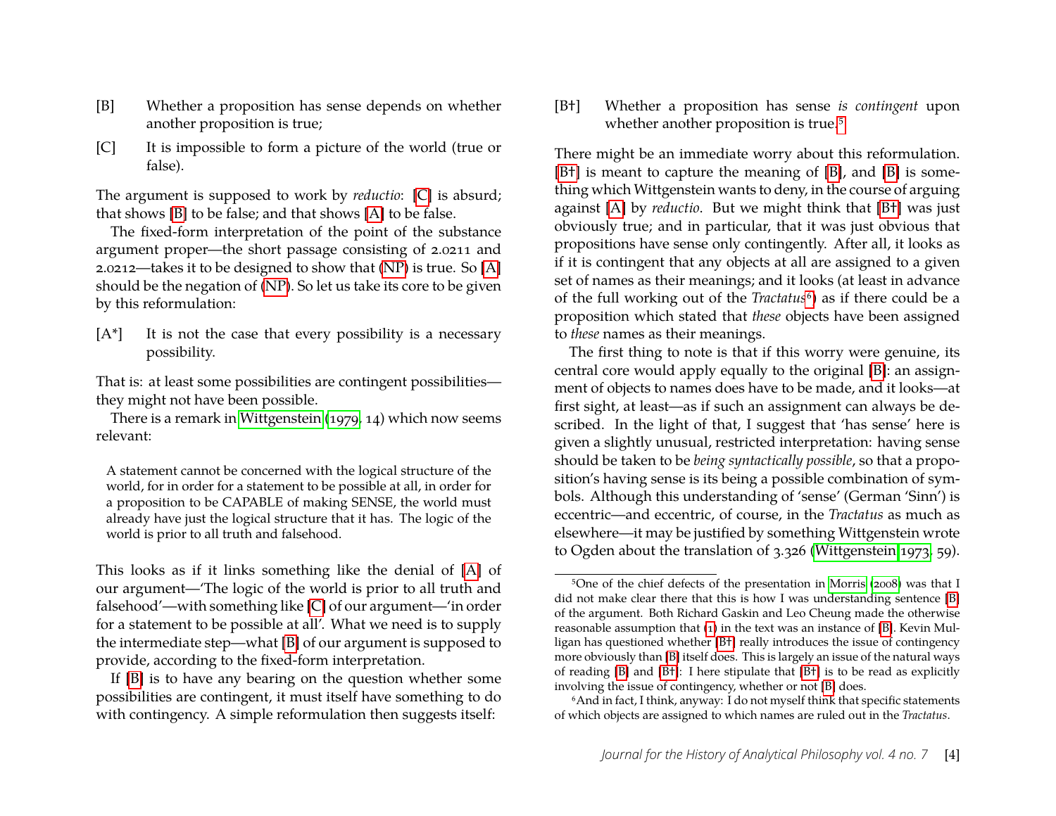[B] Whether a proposition has sense depends on whether another proposition is true;

[C] It is impossible to form a picture of the world (true or false).

The argument is supposed to work by *reductio*: [C] is absurd; that shows [B] to be false; and that shows [A] to be false.

The fixed-form interpretation of the point of the substance argument proper—the short passage consisting of 2.0211 and 2.0212—takes it to be designed to show that (NP) is true. So [A] should be the negation of (NP). So let us take its core to be given by this reformulation:

[A*] It is not the case that every possibility is a necessary possibility.

That is: at least some possibilities are contingent possibilities—they might not have been possible.

There is a remark in Wittgenstein (1979, 14) which now seems relevant:

> A statement cannot be concerned with the logical structure of the world, for in order for a statement to be possible at all, in order for a proposition to be CAPABLE of making SENSE, the world must already have just the logical structure that it has. The logic of the world is prior to all truth and falsehood.

This looks as if it links something like the denial of [A] of our argument—'The logic of the world is prior to all truth and falsehood'—with something like [C] of our argument—'in order for a statement to be possible at all'. What we need is to supply the intermediate step—what [B] of our argument is supposed to provide, according to the fixed-form interpretation.

If [B] is to have any bearing on the question whether some possibilities are contingent, it must itself have something to do with contingency. A simple reformulation then suggests itself:

[B†] Whether a proposition has sense *is contingent* upon whether another proposition is true.[5]

There might be an immediate worry about this reformulation. [B†] is meant to capture the meaning of [B], and [B] is something which Wittgenstein wants to deny, in the course of arguing against [A] by *reductio*. But we might think that [B†] was just obviously true; and in particular, that it was just obvious that propositions have sense only contingently. After all, it looks as if it is contingent that any objects at all are assigned to a given set of names as their meanings; and it looks (at least in advance of the full working out of the *Tractatus*[6]) as if there could be a proposition which stated that *these* objects have been assigned to *these* names as their meanings.

The first thing to note is that if this worry were genuine, its central core would apply equally to the original [B]: an assignment of objects to names does have to be made, and it looks—at first sight, at least—as if such an assignment can always be described. In the light of that, I suggest that 'has sense' here is given a slightly unusual, restricted interpretation: having sense should be taken to be *being syntactically possible*, so that a proposition's having sense is its being a possible combination of symbols. Although this understanding of 'sense' (German 'Sinn') is eccentric—and eccentric, of course, in the *Tractatus* as much as elsewhere—it may be justified by something Wittgenstein wrote to Ogden about the translation of 3.326 (Wittgenstein 1973, 59).

---

[5] One of the chief defects of the presentation in Morris (2008) was that I did not make clear there that this is how I was understanding sentence [B] of the argument. Both Richard Gaskin and Leo Cheung made the otherwise reasonable assumption that (1) in the text was an instance of [B]. Kevin Mulligan has questioned whether [B†] really introduces the issue of contingency more obviously than [B] itself does. This is largely an issue of the natural ways of reading [B] and [B†]: I here stipulate that [B†] is to be read as explicitly involving the issue of contingency, whether or not [B] does.

[6] And in fact, I think, anyway: I do not myself think that specific statements of which objects are assigned to which names are ruled out in the *Tractatus*.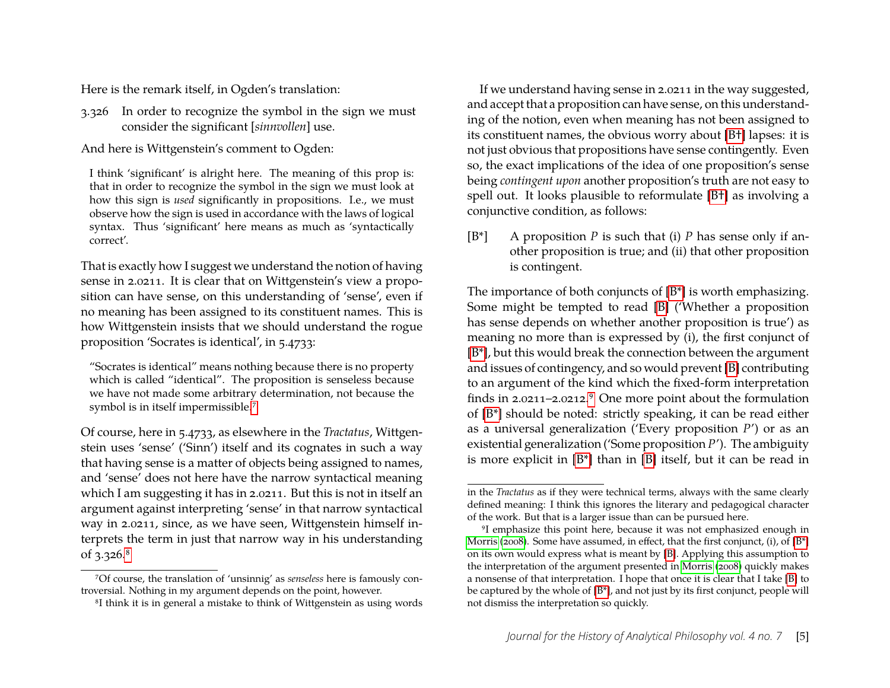Here is the remark itself, in Ogden's translation:

3.326 In order to recognize the symbol in the sign we must consider the significant [*sinnvollen*] use.

And here is Wittgenstein's comment to Ogden:

> I think 'significant' is alright here. The meaning of this prop is: that in order to recognize the symbol in the sign we must look at how this sign is *used* significantly in propositions. I.e., we must observe how the sign is used in accordance with the laws of logical syntax. Thus 'significant' here means as much as 'syntactically correct'.

That is exactly how I suggest we understand the notion of having sense in 2.0211. It is clear that on Wittgenstein's view a proposition can have sense, on this understanding of 'sense', even if no meaning has been assigned to its constituent names. This is how Wittgenstein insists that we should understand the rogue proposition 'Socrates is identical', in 5.4733:

> "Socrates is identical" means nothing because there is no property which is called "identical". The proposition is senseless because we have not made some arbitrary determination, not because the symbol is in itself impermissible.[7]

Of course, here in 5.4733, as elsewhere in the *Tractatus*, Wittgenstein uses 'sense' ('Sinn') itself and its cognates in such a way that having sense is a matter of objects being assigned to names, and 'sense' does not here have the narrow syntactical meaning which I am suggesting it has in 2.0211. But this is not in itself an argument against interpreting 'sense' in that narrow syntactical way in 2.0211, since, as we have seen, Wittgenstein himself interprets the term in just that narrow way in his understanding of 3.326.[8]

If we understand having sense in 2.0211 in the way suggested, and accept that a proposition can have sense, on this understanding of the notion, even when meaning has not been assigned to its constituent names, the obvious worry about [B†] lapses: it is not just obvious that propositions have sense contingently. Even so, the exact implications of the idea of one proposition's sense being *contingent upon* another proposition's truth are not easy to spell out. It looks plausible to reformulate [B†] as involving a conjunctive condition, as follows:

[B*] A proposition $P$ is such that (i) $P$ has sense only if another proposition is true; and (ii) that other proposition is contingent.

The importance of both conjuncts of [B*] is worth emphasizing. Some might be tempted to read [B] ('Whether a proposition has sense depends on whether another proposition is true') as meaning no more than is expressed by (i), the first conjunct of [B*], but this would break the connection between the argument and issues of contingency, and so would prevent [B] contributing to an argument of the kind which the fixed-form interpretation finds in 2.0211–2.0212.[9] One more point about the formulation of [B*] should be noted: strictly speaking, it can be read either as a universal generalization ('Every proposition $P$') or as an existential generalization ('Some proposition $P$'). The ambiguity is more explicit in [B*] than in [B] itself, but it can be read in

---

[7] Of course, the translation of 'unsinnig' as *senseless* here is famously controversial. Nothing in my argument depends on the point, however.

[8] I think it is in general a mistake to think of Wittgenstein as using words in the *Tractatus* as if they were technical terms, always with the same clearly defined meaning: I think this ignores the literary and pedagogical character of the work. But that is a larger issue than can be pursued here.

[9] I emphasize this point here, because it was not emphasized enough in Morris (2008). Some have assumed, in effect, that the first conjunct, (i), of [B*] on its own would express what is meant by [B]. Applying this assumption to the interpretation of the argument presented in Morris (2008) quickly makes a nonsense of that interpretation. I hope that once it is clear that I take [B] to be captured by the whole of [B*], and not just by its first conjunct, people will not dismiss the interpretation so quickly.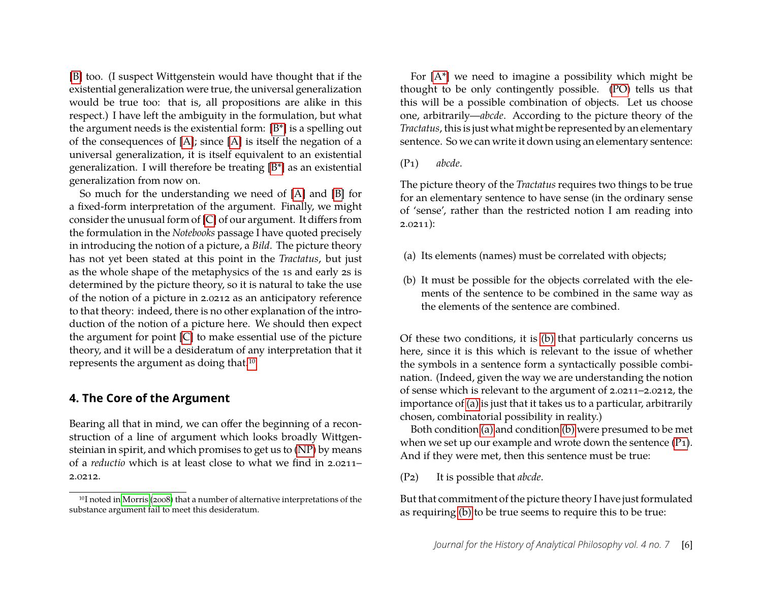[B] too. (I suspect Wittgenstein would have thought that if the existential generalization were true, the universal generalization would be true too: that is, all propositions are alike in this respect.) I have left the ambiguity in the formulation, but what the argument needs is the existential form: [B*] is a spelling out of the consequences of [A]; since [A] is itself the negation of a universal generalization, it is itself equivalent to an existential generalization. I will therefore be treating [B*] as an existential generalization from now on.

So much for the understanding we need of [A] and [B] for a fixed-form interpretation of the argument. Finally, we might consider the unusual form of [C] of our argument. It differs from the formulation in the *Notebooks* passage I have quoted precisely in introducing the notion of a picture, a *Bild*. The picture theory has not yet been stated at this point in the *Tractatus*, but just as the whole shape of the metaphysics of the 1s and early 2s is determined by the picture theory, so it is natural to take the use of the notion of a picture in 2.0212 as an anticipatory reference to that theory: indeed, there is no other explanation of the introduction of the notion of a picture here. We should then expect the argument for point [C] to make essential use of the picture theory, and it will be a desideratum of any interpretation that it represents the argument as doing that.[10]

## 4. The Core of the Argument

Bearing all that in mind, we can offer the beginning of a reconstruction of a line of argument which looks broadly Wittgensteinian in spirit, and which promises to get us to (NP) by means of a *reductio* which is at least close to what we find in 2.0211–2.0212.

[10] I noted in Morris (2008) that a number of alternative interpretations of the substance argument fail to meet this desideratum.

For [A*] we need to imagine a possibility which might be thought to be only contingently possible. (PO) tells us that this will be a possible combination of objects. Let us choose one, arbitrarily—*abcde*. According to the picture theory of the *Tractatus*, this is just what might be represented by an elementary sentence. So we can write it down using an elementary sentence:

(P1) *abcde*.

The picture theory of the *Tractatus* requires two things to be true for an elementary sentence to have sense (in the ordinary sense of 'sense', rather than the restricted notion I am reading into 2.0211):

(a) Its elements (names) must be correlated with objects;

(b) It must be possible for the objects correlated with the elements of the sentence to be combined in the same way as the elements of the sentence are combined.

Of these two conditions, it is (b) that particularly concerns us here, since it is this which is relevant to the issue of whether the symbols in a sentence form a syntactically possible combination. (Indeed, given the way we are understanding the notion of sense which is relevant to the argument of 2.0211–2.0212, the importance of (a) is just that it takes us to a particular, arbitrarily chosen, combinatorial possibility in reality.)

Both condition (a) and condition (b) were presumed to be met when we set up our example and wrote down the sentence (P1). And if they were met, then this sentence must be true:

(P2) It is possible that *abcde*.

But that commitment of the picture theory I have just formulated as requiring (b) to be true seems to require this to be true: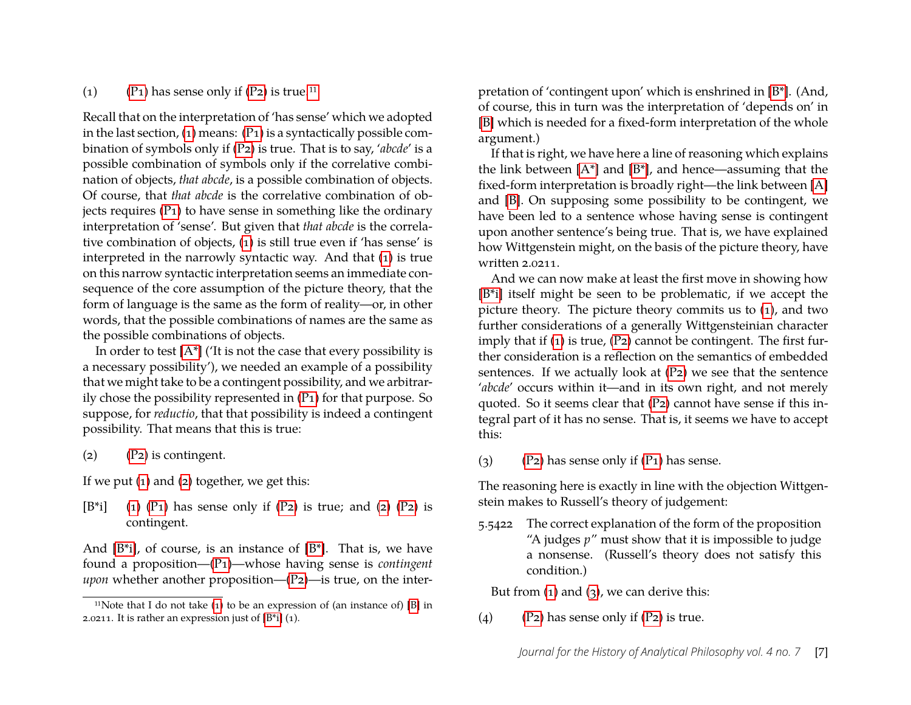(1) (P1) has sense only if (P2) is true.[11]

Recall that on the interpretation of 'has sense' which we adopted in the last section, (1) means: (P1) is a syntactically possible combination of symbols only if (P2) is true. That is to say, '*abcde*' is a possible combination of symbols only if the correlative combination of objects, *that abcde*, is a possible combination of objects. Of course, that *that abcde* is the correlative combination of objects requires (P1) to have sense in something like the ordinary interpretation of 'sense'. But given that *that abcde* is the correlative combination of objects, (1) is still true even if 'has sense' is interpreted in the narrowly syntactic way. And that (1) is true on this narrow syntactic interpretation seems an immediate consequence of the core assumption of the picture theory, that the form of language is the same as the form of reality—or, in other words, that the possible combinations of names are the same as the possible combinations of objects.

In order to test [A*] ('It is not the case that every possibility is a necessary possibility'), we needed an example of a possibility that we might take to be a contingent possibility, and we arbitrarily chose the possibility represented in (P1) for that purpose. So suppose, for *reductio*, that that possibility is indeed a contingent possibility. That means that this is true:

(2) (P2) is contingent.

If we put (1) and (2) together, we get this:

[B*i] (1) (P1) has sense only if (P2) is true; and (2) (P2) is contingent.

And [B*i], of course, is an instance of [B*]. That is, we have found a proposition—(P1)—whose having sense is *contingent upon* whether another proposition—(P2)—is true, on the interpretation of 'contingent upon' which is enshrined in [B*]. (And, of course, this in turn was the interpretation of 'depends on' in [B] which is needed for a fixed-form interpretation of the whole argument.)

If that is right, we have here a line of reasoning which explains the link between [A*] and [B*], and hence—assuming that the fixed-form interpretation is broadly right—the link between [A] and [B]. On supposing some possibility to be contingent, we have been led to a sentence whose having sense is contingent upon another sentence's being true. That is, we have explained how Wittgenstein might, on the basis of the picture theory, have written 2.0211.

And we can now make at least the first move in showing how [B*i] itself might be seen to be problematic, if we accept the picture theory. The picture theory commits us to (1), and two further considerations of a generally Wittgensteinian character imply that if (1) is true, (P2) cannot be contingent. The first further consideration is a reflection on the semantics of embedded sentences. If we actually look at (P2) we see that the sentence '*abcde*' occurs within it—and in its own right, and not merely quoted. So it seems clear that (P2) cannot have sense if this integral part of it has no sense. That is, it seems we have to accept this:

(3) (P2) has sense only if (P1) has sense.

The reasoning here is exactly in line with the objection Wittgenstein makes to Russell's theory of judgement:

> 5.5422 The correct explanation of the form of the proposition "A judges *p*" must show that it is impossible to judge a nonsense. (Russell's theory does not satisfy this condition.)

But from (1) and (3), we can derive this:

(4) (P2) has sense only if (P2) is true.

[11] Note that I do not take (1) to be an expression of (an instance of) [B] in 2.0211. It is rather an expression just of [B*i] (1).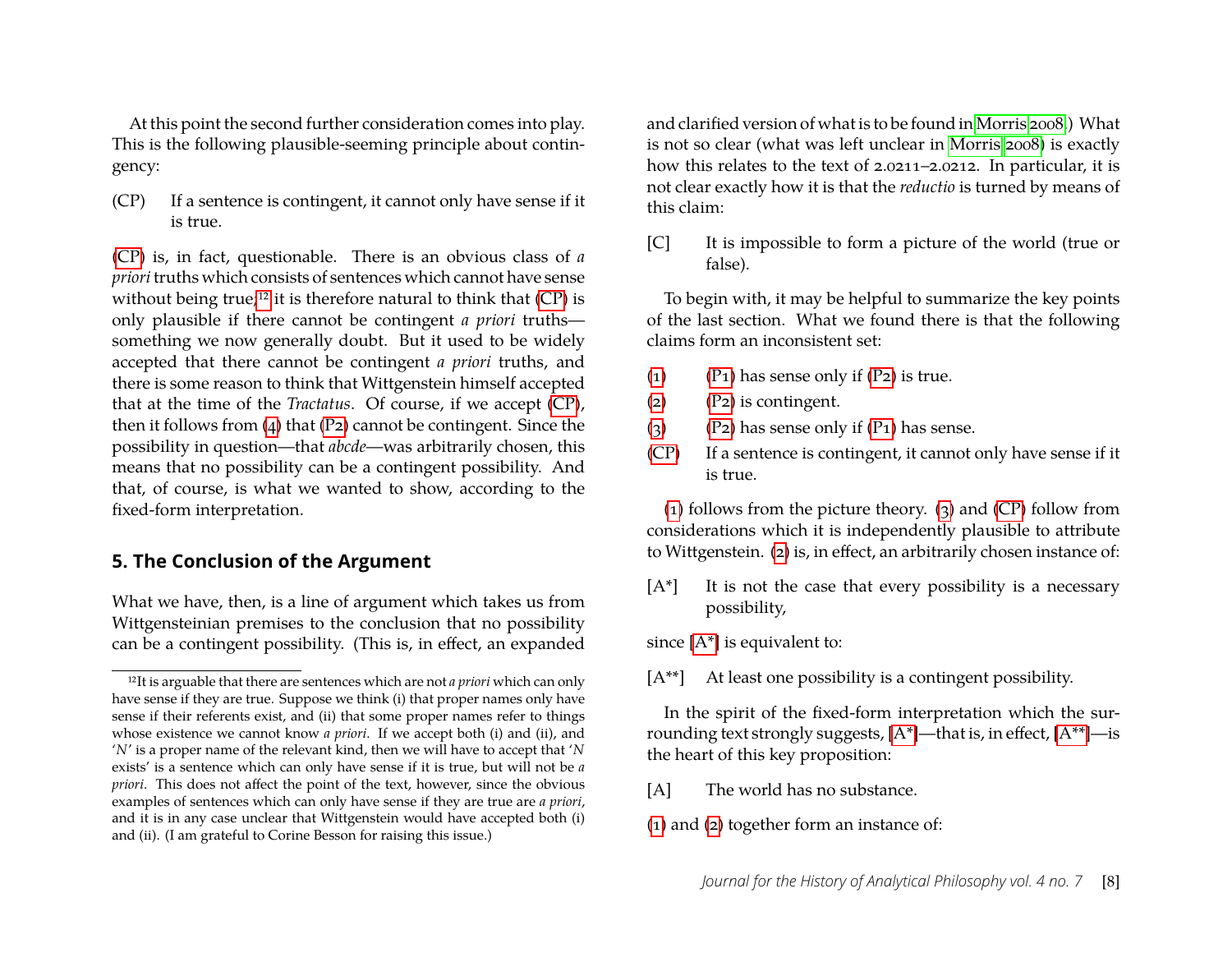At this point the second further consideration comes into play. This is the following plausible-seeming principle about contingency:

(CP) If a sentence is contingent, it cannot only have sense if it is true.

(CP) is, in fact, questionable. There is an obvious class of *a priori* truths which consists of sentences which cannot have sense without being true;[12] it is therefore natural to think that (CP) is only plausible if there cannot be contingent *a priori* truths—something we now generally doubt. But it used to be widely accepted that there cannot be contingent *a priori* truths, and there is some reason to think that Wittgenstein himself accepted that at the time of the *Tractatus*. Of course, if we accept (CP), then it follows from (4) that (P2) cannot be contingent. Since the possibility in question—that *abcde*—was arbitrarily chosen, this means that no possibility can be a contingent possibility. And that, of course, is what we wanted to show, according to the fixed-form interpretation.

## 5. The Conclusion of the Argument

What we have, then, is a line of argument which takes us from Wittgensteinian premises to the conclusion that no possibility can be a contingent possibility. (This is, in effect, an expanded and clarified version of what is to be found in Morris 2008.) What is not so clear (what was left unclear in Morris 2008) is exactly how this relates to the text of 2.0211–2.0212. In particular, it is not clear exactly how it is that the *reductio* is turned by means of this claim:

[C] It is impossible to form a picture of the world (true or false).

To begin with, it may be helpful to summarize the key points of the last section. What we found there is that the following claims form an inconsistent set:

(1) (P1) has sense only if (P2) is true.

(2) (P2) is contingent.

(3) (P2) has sense only if (P1) has sense.

(CP) If a sentence is contingent, it cannot only have sense if it is true.

(1) follows from the picture theory. (3) and (CP) follow from considerations which it is independently plausible to attribute to Wittgenstein. (2) is, in effect, an arbitrarily chosen instance of:

[A*] It is not the case that every possibility is a necessary possibility,

since [A*] is equivalent to:

[A**] At least one possibility is a contingent possibility.

In the spirit of the fixed-form interpretation which the surrounding text strongly suggests, [A*]—that is, in effect, [A**]—is the heart of this key proposition:

[A] The world has no substance.

(1) and (2) together form an instance of:

[12] It is arguable that there are sentences which are not *a priori* which can only have sense if they are true. Suppose we think (i) that proper names only have sense if their referents exist, and (ii) that some proper names refer to things whose existence we cannot know *a priori*. If we accept both (i) and (ii), and '*N*' is a proper name of the relevant kind, then we will have to accept that '*N* exists' is a sentence which can only have sense if it is true, but will not be *a priori*. This does not affect the point of the text, however, since the obvious examples of sentences which can only have sense if they are true are *a priori*, and it is in any case unclear that Wittgenstein would have accepted both (i) and (ii). (I am grateful to Corine Besson for raising this issue.)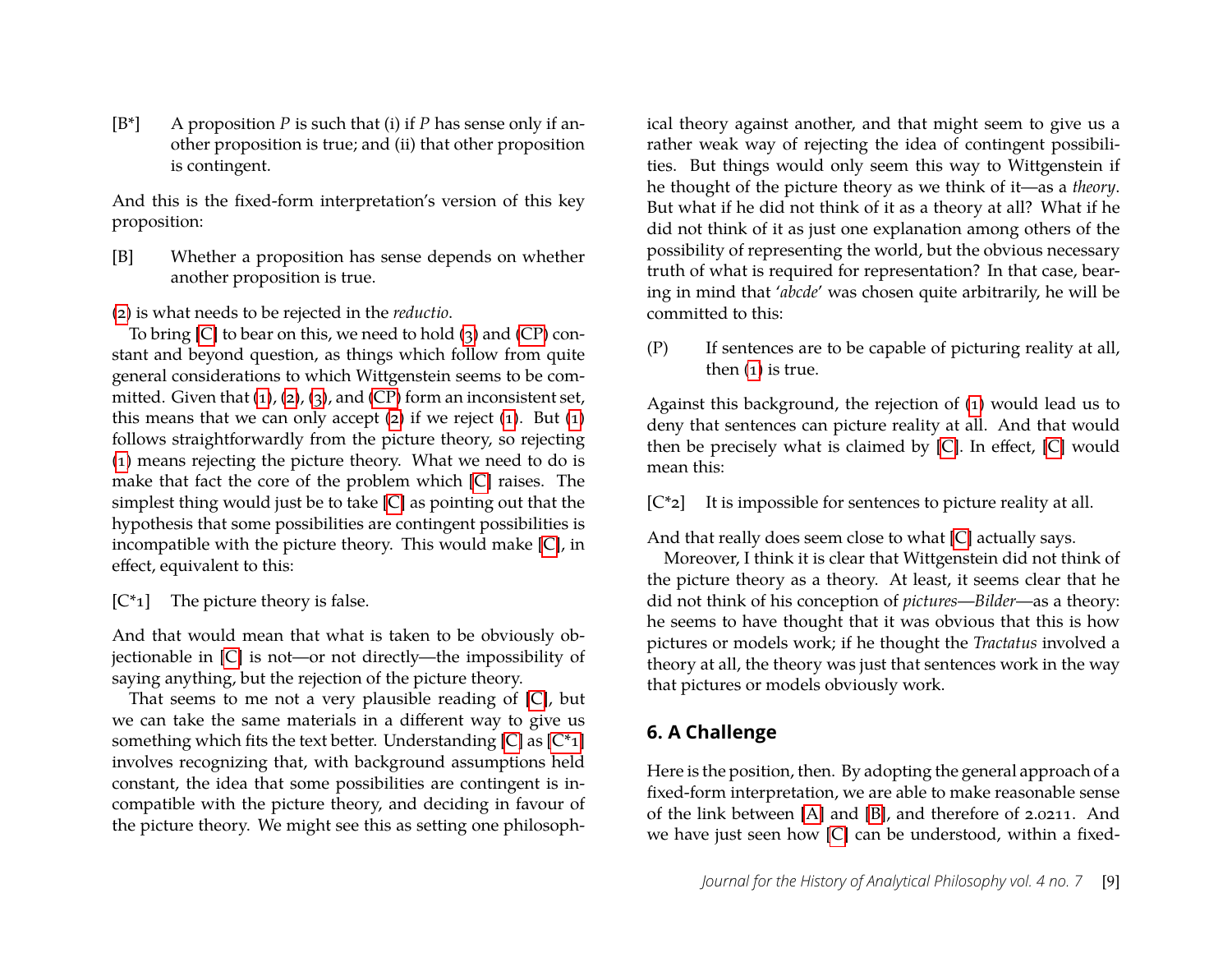[B*] A proposition *P* is such that (i) if *P* has sense only if another proposition is true; and (ii) that other proposition is contingent.

And this is the fixed-form interpretation's version of this key proposition:

[B] Whether a proposition has sense depends on whether another proposition is true.

(2) is what needs to be rejected in the *reductio*.

To bring [C] to bear on this, we need to hold (3) and (CP) constant and beyond question, as things which follow from quite general considerations to which Wittgenstein seems to be committed. Given that (1), (2), (3), and (CP) form an inconsistent set, this means that we can only accept (2) if we reject (1). But (1) follows straightforwardly from the picture theory, so rejecting (1) means rejecting the picture theory. What we need to do is make that fact the core of the problem which [C] raises. The simplest thing would just be to take [C] as pointing out that the hypothesis that some possibilities are contingent possibilities is incompatible with the picture theory. This would make [C], in effect, equivalent to this:

[C*1] The picture theory is false.

And that would mean that what is taken to be obviously objectionable in [C] is not—or not directly—the impossibility of saying anything, but the rejection of the picture theory.

That seems to me not a very plausible reading of [C], but we can take the same materials in a different way to give us something which fits the text better. Understanding [C] as [C*1] involves recognizing that, with background assumptions held constant, the idea that some possibilities are contingent is incompatible with the picture theory, and deciding in favour of the picture theory. We might see this as setting one philosophical theory against another, and that might seem to give us a rather weak way of rejecting the idea of contingent possibilities. But things would only seem this way to Wittgenstein if he thought of the picture theory as we think of it—as a *theory*. But what if he did not think of it as a theory at all? What if he did not think of it as just one explanation among others of the possibility of representing the world, but the obvious necessary truth of what is required for representation? In that case, bearing in mind that '*abcde*' was chosen quite arbitrarily, he will be committed to this:

(P) If sentences are to be capable of picturing reality at all, then (1) is true.

Against this background, the rejection of (1) would lead us to deny that sentences can picture reality at all. And that would then be precisely what is claimed by [C]. In effect, [C] would mean this:

[C*2] It is impossible for sentences to picture reality at all.

And that really does seem close to what [C] actually says.

Moreover, I think it is clear that Wittgenstein did not think of the picture theory as a theory. At least, it seems clear that he did not think of his conception of *pictures*—*Bilder*—as a theory: he seems to have thought that it was obvious that this is how pictures or models work; if he thought the *Tractatus* involved a theory at all, the theory was just that sentences work in the way that pictures or models obviously work.

## 6. A Challenge

Here is the position, then. By adopting the general approach of a fixed-form interpretation, we are able to make reasonable sense of the link between [A] and [B], and therefore of 2.0211. And we have just seen how [C] can be understood, within a fixed-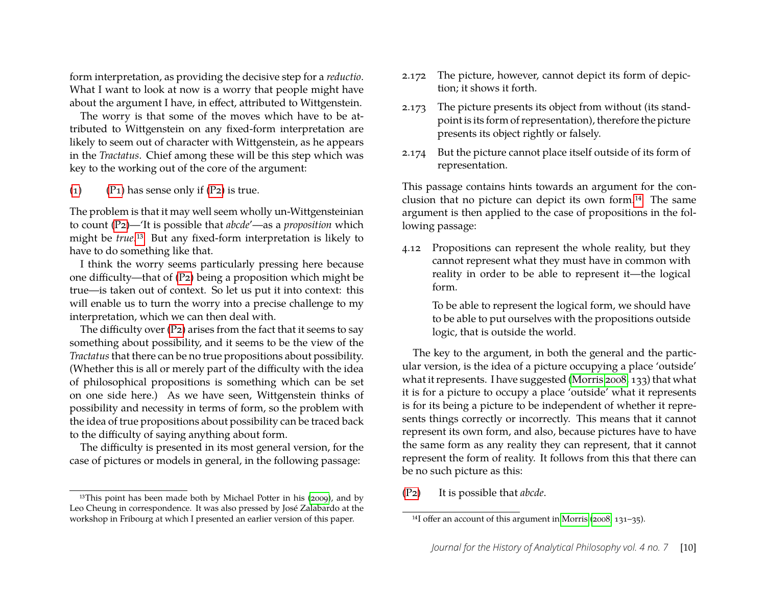form interpretation, as providing the decisive step for a *reductio*. What I want to look at now is a worry that people might have about the argument I have, in effect, attributed to Wittgenstein.

The worry is that some of the moves which have to be attributed to Wittgenstein on any fixed-form interpretation are likely to seem out of character with Wittgenstein, as he appears in the *Tractatus*. Chief among these will be this step which was key to the working out of the core of the argument:

(1) (P1) has sense only if (P2) is true.

The problem is that it may well seem wholly un-Wittgensteinian to count (P2)—'It is possible that *abcde*'—as a *proposition* which might be *true*.[13] But any fixed-form interpretation is likely to have to do something like that.

I think the worry seems particularly pressing here because one difficulty—that of (P2) being a proposition which might be true—is taken out of context. So let us put it into context: this will enable us to turn the worry into a precise challenge to my interpretation, which we can then deal with.

The difficulty over (P2) arises from the fact that it seems to say something about possibility, and it seems to be the view of the *Tractatus* that there can be no true propositions about possibility. (Whether this is all or merely part of the difficulty with the idea of philosophical propositions is something which can be set on one side here.) As we have seen, Wittgenstein thinks of possibility and necessity in terms of form, so the problem with the idea of true propositions about possibility can be traced back to the difficulty of saying anything about form.

The difficulty is presented in its most general version, for the case of pictures or models in general, in the following passage:

2.172 The picture, however, cannot depict its form of depiction; it shows it forth.

2.173 The picture presents its object from without (its standpoint is its form of representation), therefore the picture presents its object rightly or falsely.

2.174 But the picture cannot place itself outside of its form of representation.

This passage contains hints towards an argument for the conclusion that no picture can depict its own form.[14] The same argument is then applied to the case of propositions in the following passage:

4.12 Propositions can represent the whole reality, but they cannot represent what they must have in common with reality in order to be able to represent it—the logical form.

To be able to represent the logical form, we should have to be able to put ourselves with the propositions outside logic, that is outside the world.

The key to the argument, in both the general and the particular version, is the idea of a picture occupying a place 'outside' what it represents. I have suggested (Morris 2008, 133) that what it is for a picture to occupy a place 'outside' what it represents is for its being a picture to be independent of whether it represents things correctly or incorrectly. This means that it cannot represent its own form, and also, because pictures have to have the same form as any reality they can represent, that it cannot represent the form of reality. It follows from this that there can be no such picture as this:

(P2) It is possible that *abcde*.

[13] This point has been made both by Michael Potter in his (2009), and by Leo Cheung in correspondence. It was also pressed by José Zalabardo at the workshop in Fribourg at which I presented an earlier version of this paper.

[14] I offer an account of this argument in Morris (2008, 131–35).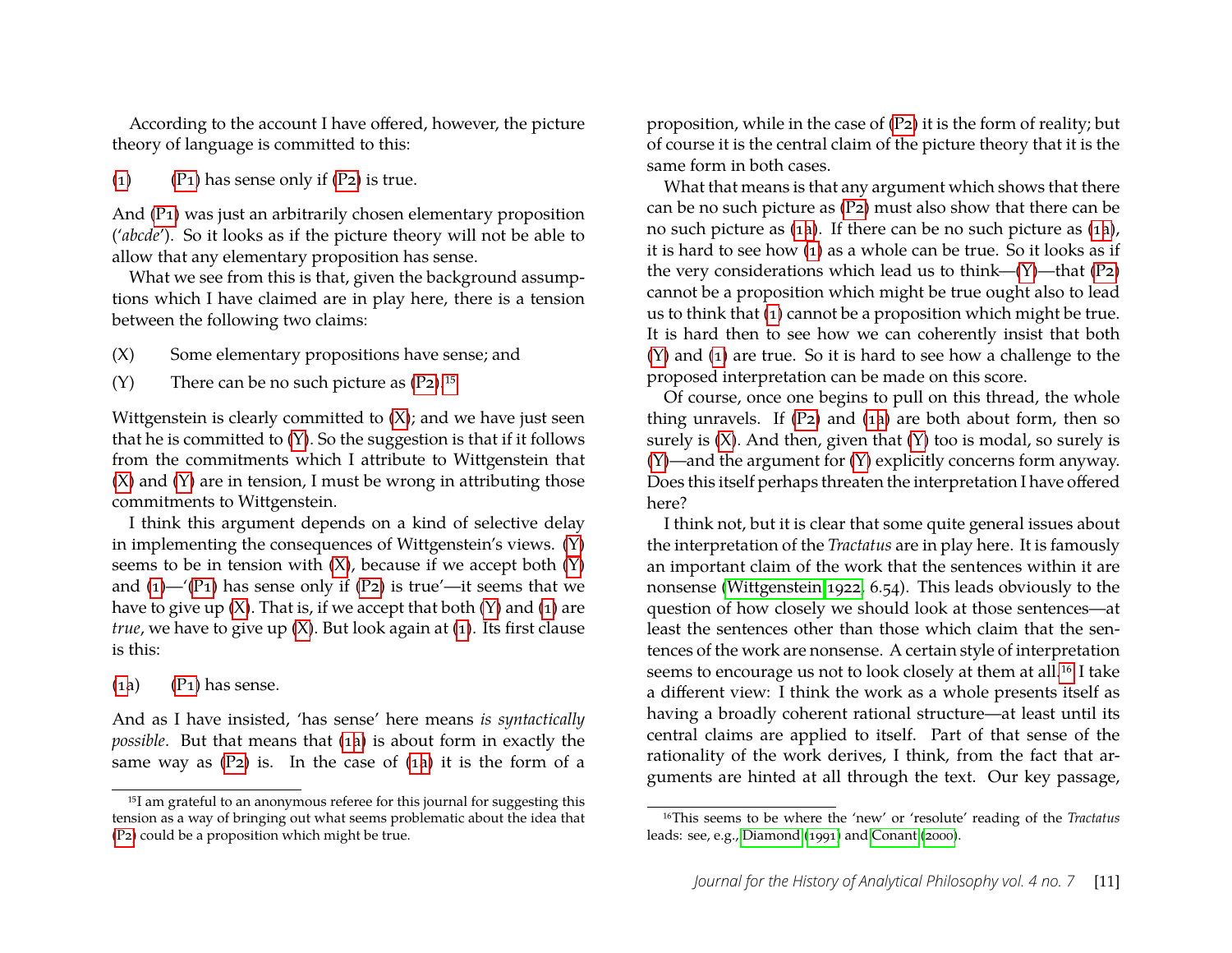According to the account I have offered, however, the picture theory of language is committed to this:

(1) (P1) has sense only if (P2) is true.

And (P1) was just an arbitrarily chosen elementary proposition ('*abcde*'). So it looks as if the picture theory will not be able to allow that any elementary proposition has sense.

What we see from this is that, given the background assumptions which I have claimed are in play here, there is a tension between the following two claims:

(X) Some elementary propositions have sense; and

(Y) There can be no such picture as (P2).[15]

Wittgenstein is clearly committed to (X); and we have just seen that he is committed to (Y). So the suggestion is that if it follows from the commitments which I attribute to Wittgenstein that (X) and (Y) are in tension, I must be wrong in attributing those commitments to Wittgenstein.

I think this argument depends on a kind of selective delay in implementing the consequences of Wittgenstein's views. (Y) seems to be in tension with (X), because if we accept both (Y) and (1)—'(P1) has sense only if (P2) is true'—it seems that we have to give up (X). That is, if we accept that both (Y) and (1) are *true*, we have to give up (X). But look again at (1). Its first clause is this:

(1a) (P1) has sense.

And as I have insisted, 'has sense' here means *is syntactically possible*. But that means that (1a) is about form in exactly the same way as (P2) is. In the case of (1a) it is the form of a proposition, while in the case of (P2) it is the form of reality; but of course it is the central claim of the picture theory that it is the same form in both cases.

What that means is that any argument which shows that there can be no such picture as (P2) must also show that there can be no such picture as (1a). If there can be no such picture as (1a), it is hard to see how (1) as a whole can be true. So it looks as if the very considerations which lead us to think—(Y)—that (P2) cannot be a proposition which might be true ought also to lead us to think that (1) cannot be a proposition which might be true. It is hard then to see how we can coherently insist that both (Y) and (1) are true. So it is hard to see how a challenge to the proposed interpretation can be made on this score.

Of course, once one begins to pull on this thread, the whole thing unravels. If (P2) and (1a) are both about form, then so surely is (X). And then, given that (Y) too is modal, so surely is (Y)—and the argument for (Y) explicitly concerns form anyway. Does this itself perhaps threaten the interpretation I have offered here?

I think not, but it is clear that some quite general issues about the interpretation of the *Tractatus* are in play here. It is famously an important claim of the work that the sentences within it are nonsense (Wittgenstein 1922, 6.54). This leads obviously to the question of how closely we should look at those sentences—at least the sentences other than those which claim that the sentences of the work are nonsense. A certain style of interpretation seems to encourage us not to look closely at them at all.[16] I take a different view: I think the work as a whole presents itself as having a broadly coherent rational structure—at least until its central claims are applied to itself. Part of that sense of the rationality of the work derives, I think, from the fact that arguments are hinted at all through the text. Our key passage,

---

[15] I am grateful to an anonymous referee for this journal for suggesting this tension as a way of bringing out what seems problematic about the idea that (P2) could be a proposition which might be true.

[16] This seems to be where the 'new' or 'resolute' reading of the *Tractatus* leads: see, e.g., Diamond (1991) and Conant (2000).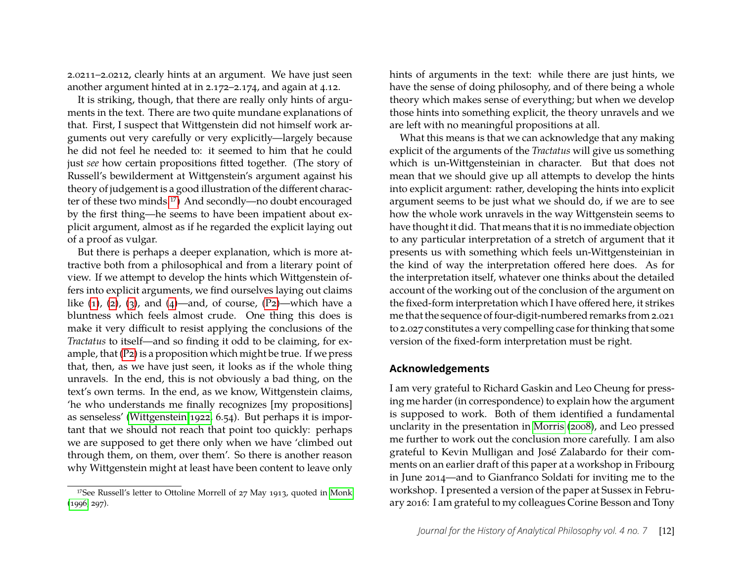2.0211–2.0212, clearly hints at an argument. We have just seen another argument hinted at in 2.172–2.174, and again at 4.12.

It is striking, though, that there are really only hints of arguments in the text. There are two quite mundane explanations of that. First, I suspect that Wittgenstein did not himself work arguments out very carefully or very explicitly—largely because he did not feel he needed to: it seemed to him that he could just *see* how certain propositions fitted together. (The story of Russell's bewilderment at Wittgenstein's argument against his theory of judgement is a good illustration of the different character of these two minds.[17]) And secondly—no doubt encouraged by the first thing—he seems to have been impatient about explicit argument, almost as if he regarded the explicit laying out of a proof as vulgar.

But there is perhaps a deeper explanation, which is more attractive both from a philosophical and from a literary point of view. If we attempt to develop the hints which Wittgenstein offers into explicit arguments, we find ourselves laying out claims like (1), (2), (3), and (4)—and, of course, (P2)—which have a bluntness which feels almost crude. One thing this does is make it very difficult to resist applying the conclusions of the *Tractatus* to itself—and so finding it odd to be claiming, for example, that (P2) is a proposition which might be true. If we press that, then, as we have just seen, it looks as if the whole thing unravels. In the end, this is not obviously a bad thing, on the text's own terms. In the end, as we know, Wittgenstein claims, 'he who understands me finally recognizes [my propositions] as senseless' (Wittgenstein 1922, 6.54). But perhaps it is important that we should not reach that point too quickly: perhaps we are supposed to get there only when we have 'climbed out through them, on them, over them'. So there is another reason why Wittgenstein might at least have been content to leave only hints of arguments in the text: while there are just hints, we have the sense of doing philosophy, and of there being a whole theory which makes sense of everything; but when we develop those hints into something explicit, the theory unravels and we are left with no meaningful propositions at all.

What this means is that we can acknowledge that any making explicit of the arguments of the *Tractatus* will give us something which is un-Wittgensteinian in character. But that does not mean that we should give up all attempts to develop the hints into explicit argument: rather, developing the hints into explicit argument seems to be just what we should do, if we are to see how the whole work unravels in the way Wittgenstein seems to have thought it did. That means that it is no immediate objection to any particular interpretation of a stretch of argument that it presents us with something which feels un-Wittgensteinian in the kind of way the interpretation offered here does. As for the interpretation itself, whatever one thinks about the detailed account of the working out of the conclusion of the argument on the fixed-form interpretation which I have offered here, it strikes me that the sequence of four-digit-numbered remarks from 2.021 to 2.027 constitutes a very compelling case for thinking that some version of the fixed-form interpretation must be right.

## Acknowledgements

I am very grateful to Richard Gaskin and Leo Cheung for pressing me harder (in correspondence) to explain how the argument is supposed to work. Both of them identified a fundamental unclarity in the presentation in Morris (2008), and Leo pressed me further to work out the conclusion more carefully. I am also grateful to Kevin Mulligan and José Zalabardo for their comments on an earlier draft of this paper at a workshop in Fribourg in June 2014—and to Gianfranco Soldati for inviting me to the workshop. I presented a version of the paper at Sussex in February 2016: I am grateful to my colleagues Corine Besson and Tony

---

[17]See Russell's letter to Ottoline Morrell of 27 May 1913, quoted in Monk (1996, 297).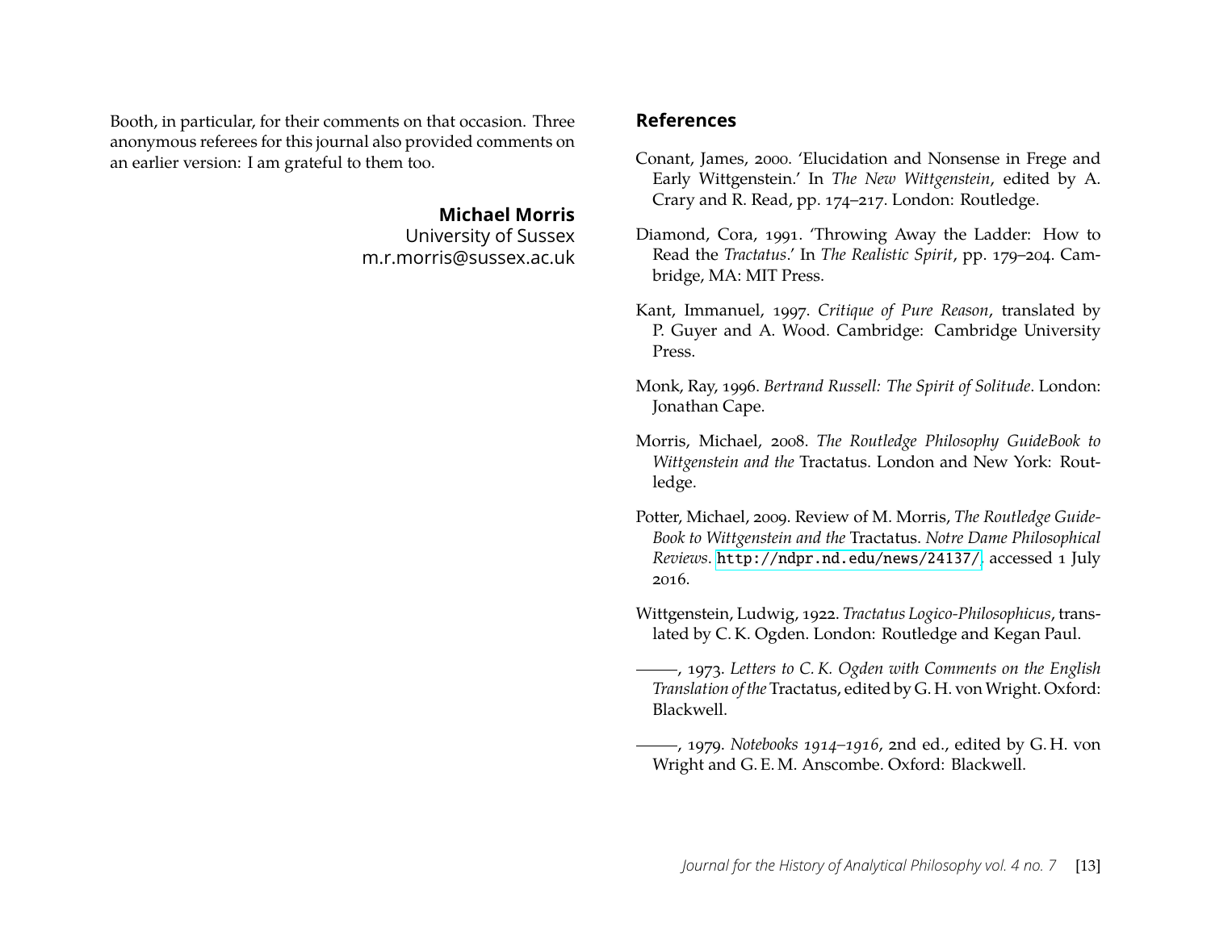Booth, in particular, for their comments on that occasion. Three anonymous referees for this journal also provided comments on an earlier version: I am grateful to them too.

**Michael Morris**
University of Sussex
m.r.morris@sussex.ac.uk

## References

Conant, James, 2000. 'Elucidation and Nonsense in Frege and Early Wittgenstein.' In *The New Wittgenstein*, edited by A. Crary and R. Read, pp. 174–217. London: Routledge.

Diamond, Cora, 1991. 'Throwing Away the Ladder: How to Read the *Tractatus*.' In *The Realistic Spirit*, pp. 179–204. Cambridge, MA: MIT Press.

Kant, Immanuel, 1997. *Critique of Pure Reason*, translated by P. Guyer and A. Wood. Cambridge: Cambridge University Press.

Monk, Ray, 1996. *Bertrand Russell: The Spirit of Solitude*. London: Jonathan Cape.

Morris, Michael, 2008. *The Routledge Philosophy GuideBook to Wittgenstein and the* Tractatus. London and New York: Routledge.

Potter, Michael, 2009. Review of M. Morris, *The Routledge GuideBook to Wittgenstein and the* Tractatus. *Notre Dame Philosophical Reviews*. http://ndpr.nd.edu/news/24137/, accessed 1 July 2016.

Wittgenstein, Ludwig, 1922. *Tractatus Logico-Philosophicus*, translated by C. K. Ogden. London: Routledge and Kegan Paul.

———, 1973. *Letters to C. K. Ogden with Comments on the English Translation of the* Tractatus, edited by G. H. von Wright. Oxford: Blackwell.

———, 1979. *Notebooks 1914–1916*, 2nd ed., edited by G. H. von Wright and G. E. M. Anscombe. Oxford: Blackwell.